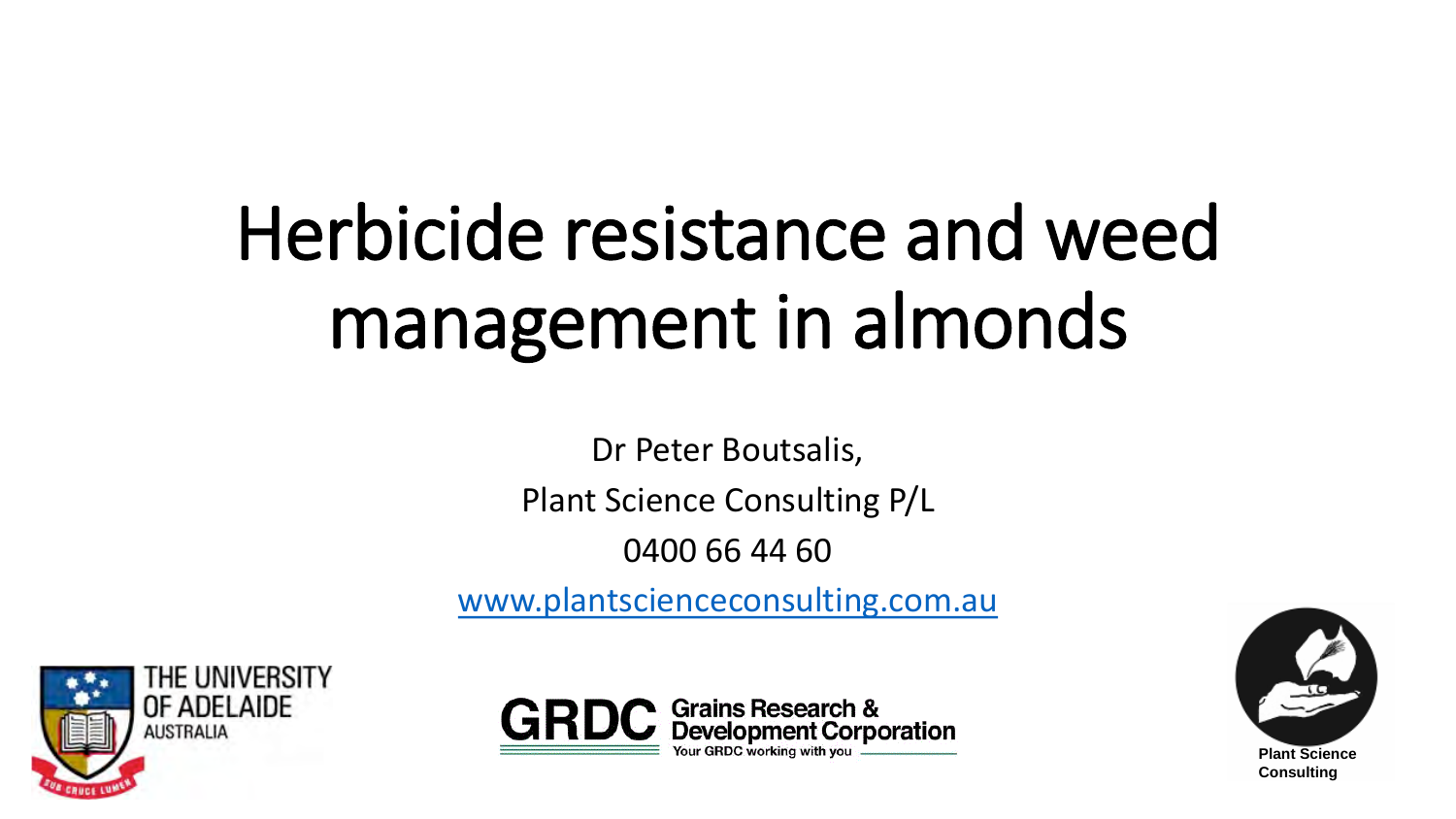# Herbicide resistance and weed management in almonds

Dr Peter Boutsalis,

Plant Science Consulting P/L

0400 66 44 60

www.plantscienceconsulting.com.au

THE UNIVERSITY OF ADELAIDE AUSTRALIA

GRDC Grains Research & Development Corporation
Your GRDC working with you

Plant Science Consulting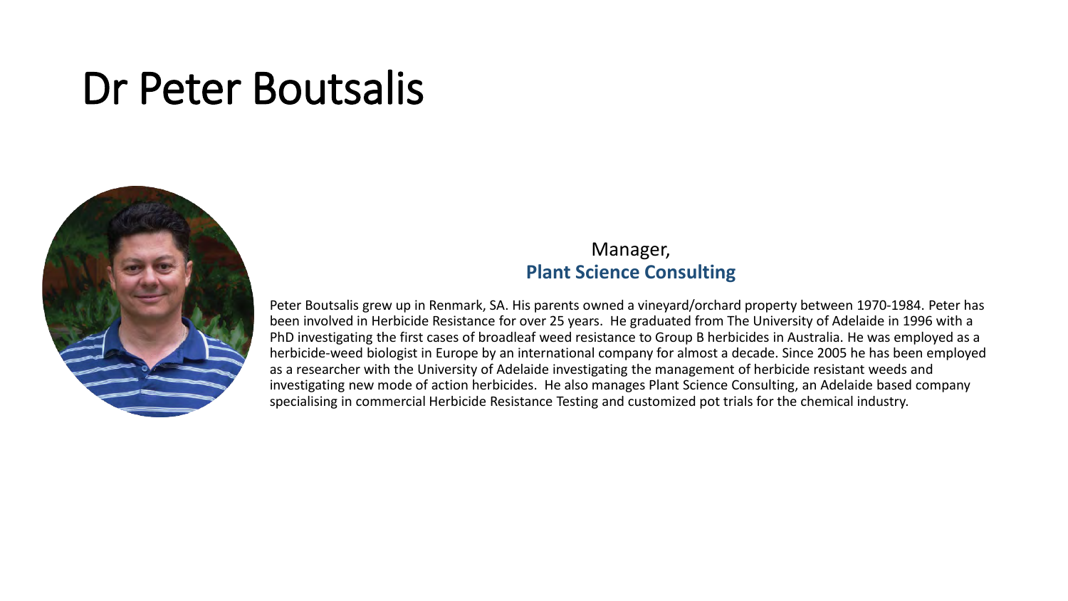# Dr Peter Boutsalis

Manager,
**Plant Science Consulting**

Peter Boutsalis grew up in Renmark, SA. His parents owned a vineyard/orchard property between 1970-1984. Peter has been involved in Herbicide Resistance for over 25 years. He graduated from The University of Adelaide in 1996 with a PhD investigating the first cases of broadleaf weed resistance to Group B herbicides in Australia. He was employed as a herbicide-weed biologist in Europe by an international company for almost a decade. Since 2005 he has been employed as a researcher with the University of Adelaide investigating the management of herbicide resistant weeds and investigating new mode of action herbicides. He also manages Plant Science Consulting, an Adelaide based company specialising in commercial Herbicide Resistance Testing and customized pot trials for the chemical industry.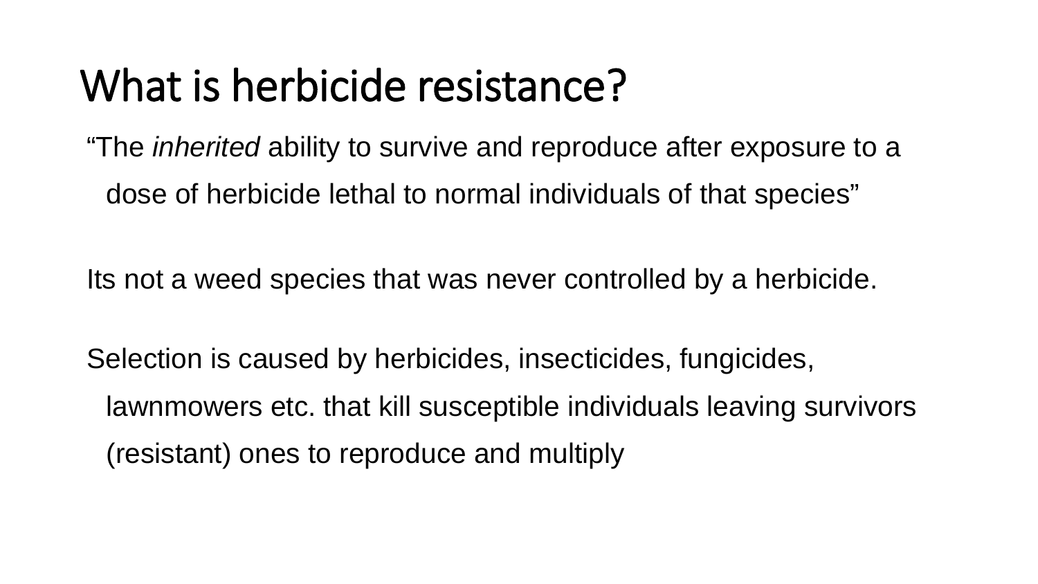# What is herbicide resistance?

"The *inherited* ability to survive and reproduce after exposure to a dose of herbicide lethal to normal individuals of that species"

Its not a weed species that was never controlled by a herbicide.

Selection is caused by herbicides, insecticides, fungicides, lawnmowers etc. that kill susceptible individuals leaving survivors (resistant) ones to reproduce and multiply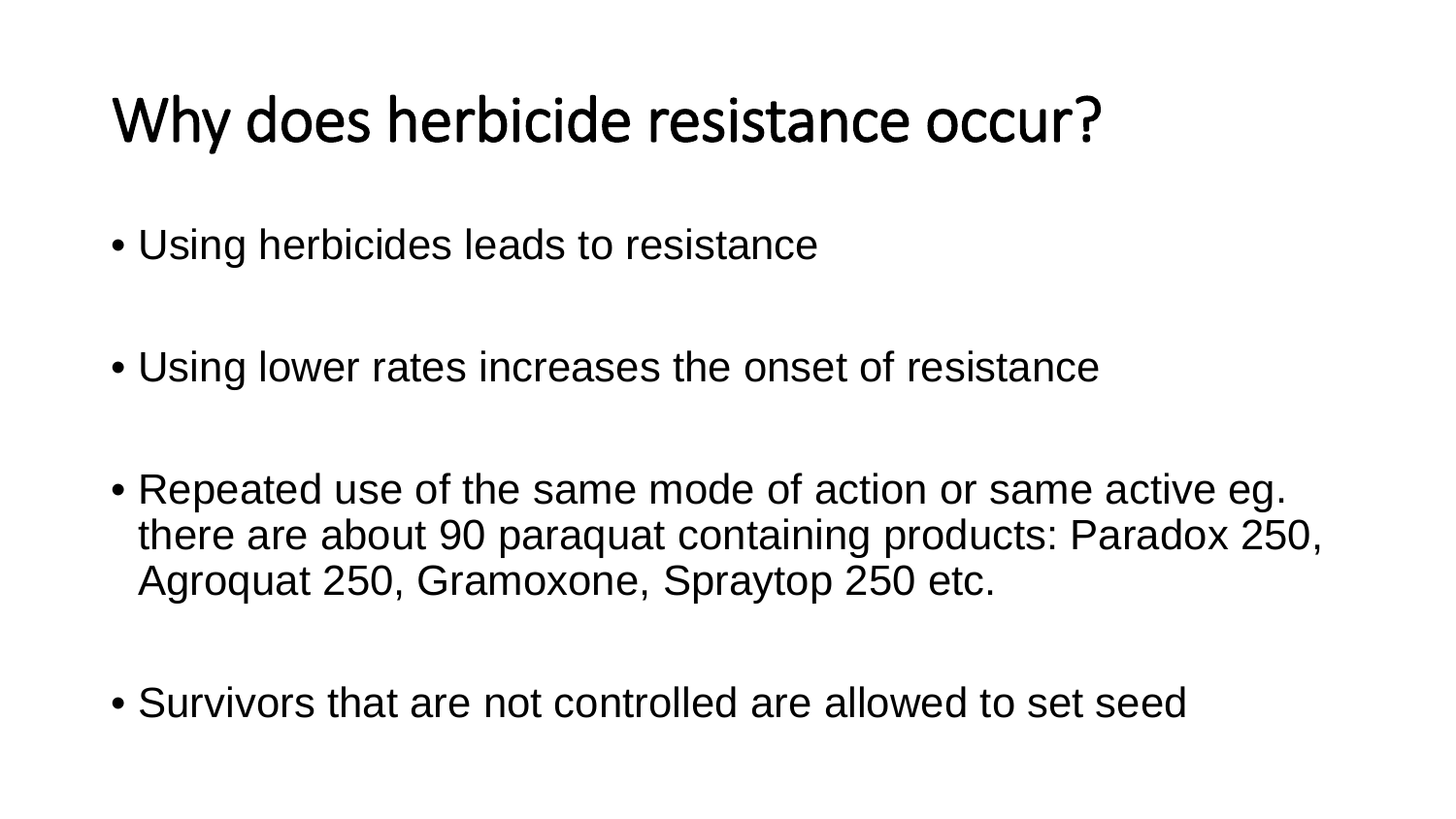# Why does herbicide resistance occur?

- Using herbicides leads to resistance
- Using lower rates increases the onset of resistance
- Repeated use of the same mode of action or same active eg. there are about 90 paraquat containing products: Paradox 250, Agroquat 250, Gramoxone, Spraytop 250 etc.
- Survivors that are not controlled are allowed to set seed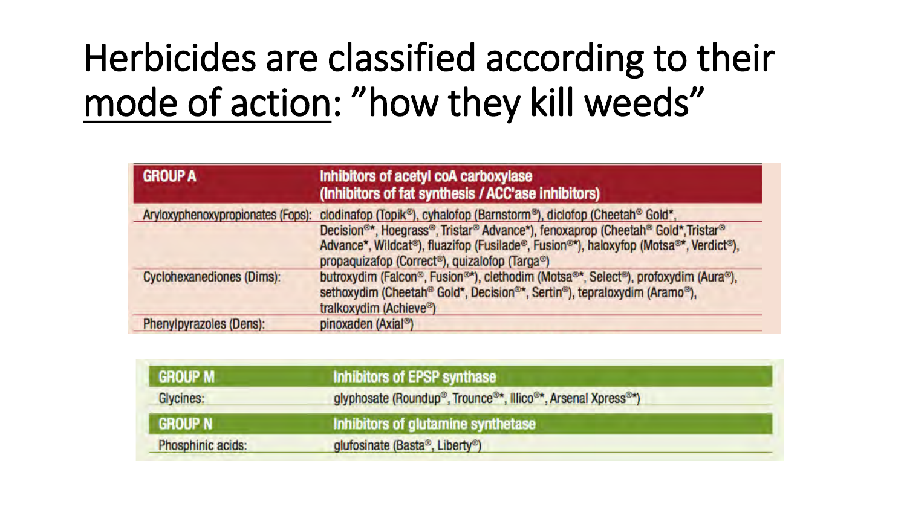# Herbicides are classified according to their mode of action: "how they kill weeds"

| GROUP A | Inhibitors of acetyl coA carboxylase (Inhibitors of fat synthesis / ACC'ase inhibitors) |
|---|---|
| Aryloxyphenoxypropionates (Fops): | clodinafop (Topik®), cyhalofop (Barnstorm®), diclofop (Cheetah® Gold*, Decision®*, Hoegrass®, Tristar® Advance*), fenoxaprop (Cheetah® Gold*, Tristar® Advance*, Wildcat®), fluazifop (Fusilade®, Fusion®*), haloxyfop (Motsa®*, Verdict®), propaquizafop (Correct®), quizalofop (Targa®) |
| Cyclohexanediones (Dims): | butroxydim (Falcon®, Fusion®*), clethodim (Motsa®*, Select®), profoxydim (Aura®), sethoxydim (Cheetah® Gold*, Decision®*, Sertin®), tepraloxydim (Aramo®), tralkoxydim (Achieve®) |
| Phenylpyrazoles (Dens): | pinoxaden (Axial®) |

| GROUP M | Inhibitors of EPSP synthase |
|---|---|
| Glycines: | glyphosate (Roundup®, Trounce®*, Illico®*, Arsenal Xpress®*) |
| **GROUP N** | **Inhibitors of glutamine synthetase** |
| Phosphinic acids: | glufosinate (Basta®, Liberty®) |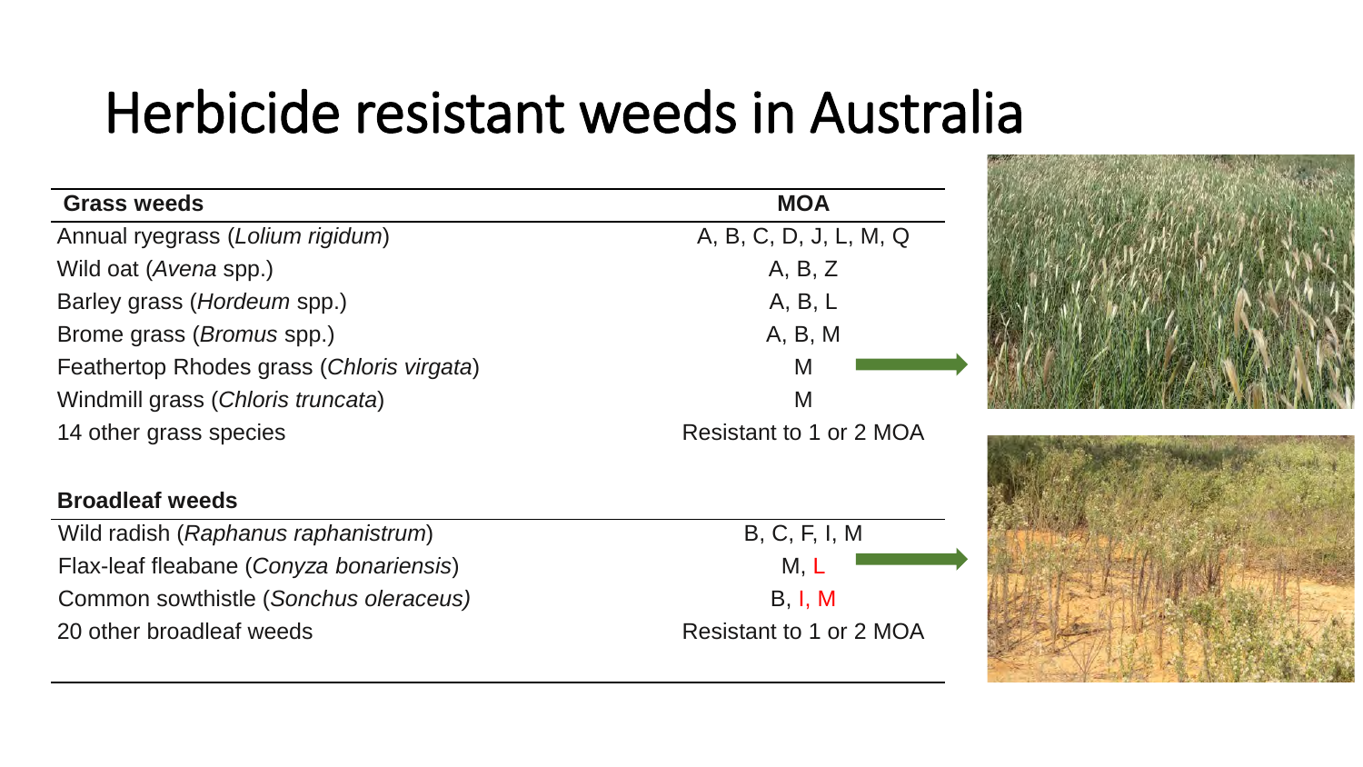# Herbicide resistant weeds in Australia

| Grass weeds | MOA |
|---|---|
| Annual ryegrass (*Lolium rigidum*) | A, B, C, D, J, L, M, Q |
| Wild oat (*Avena* spp.) | A, B, Z |
| Barley grass (*Hordeum* spp.) | A, B, L |
| Brome grass (*Bromus* spp.) | A, B, M |
| Feathertop Rhodes grass (*Chloris virgata*) | M |
| Windmill grass (*Chloris truncata*) | M |
| 14 other grass species | Resistant to 1 or 2 MOA |

| Broadleaf weeds | |
|---|---|
| Wild radish (*Raphanus raphanistrum*) | B, C, F, I, M |
| Flax-leaf fleabane (*Conyza bonariensis*) | M, L |
| Common sowthistle (*Sonchus oleraceus)* | B, I, M |
| 20 other broadleaf weeds | Resistant to 1 or 2 MOA |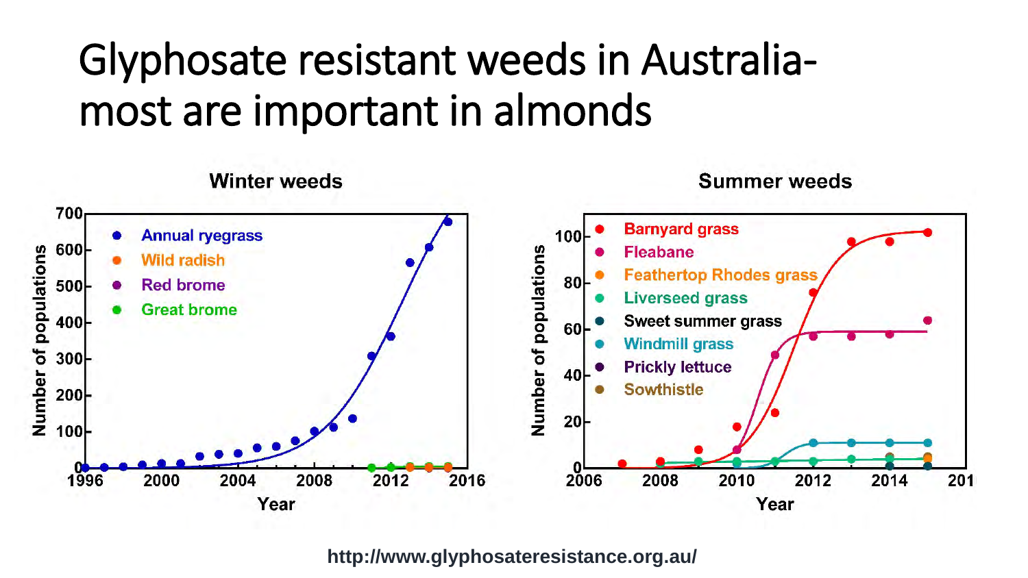# Glyphosate resistant weeds in Australia- most are important in almonds

**Winter weeds**

Number of populations (0–700) vs Year (1996–2016)

- Annual ryegrass
- Wild radish
- Red brome
- Great brome

**Summer weeds**

Number of populations (0–100) vs Year (2006–201)

- Barnyard grass
- Fleabane
- Feathertop Rhodes grass
- Liverseed grass
- Sweet summer grass
- Windmill grass
- Prickly lettuce
- Sowthistle

http://www.glyphosateresistance.org.au/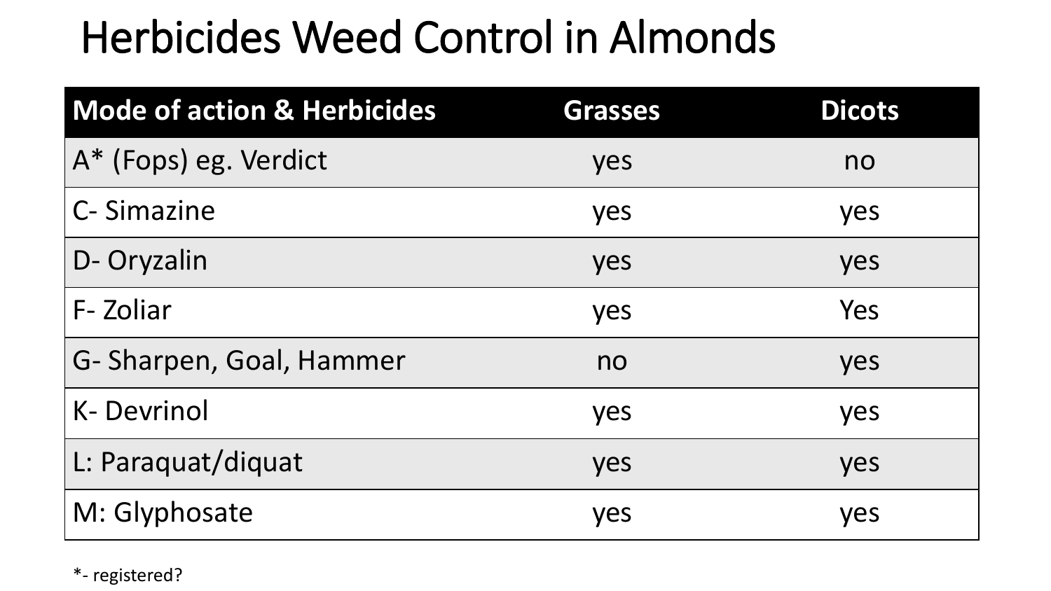# Herbicides Weed Control in Almonds

| Mode of action & Herbicides | Grasses | Dicots |
| --- | --- | --- |
| A* (Fops) eg. Verdict | yes | no |
| C- Simazine | yes | yes |
| D- Oryzalin | yes | yes |
| F- Zoliar | yes | Yes |
| G- Sharpen, Goal, Hammer | no | yes |
| K- Devrinol | yes | yes |
| L: Paraquat/diquat | yes | yes |
| M: Glyphosate | yes | yes |

*- registered?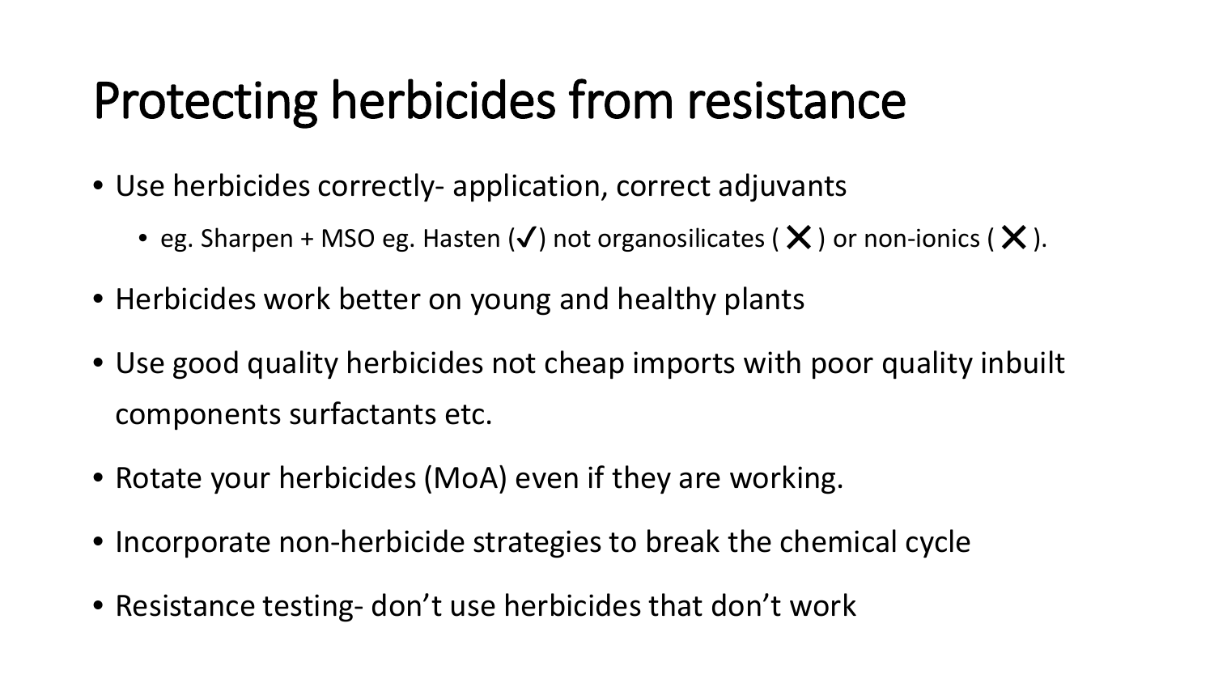# Protecting herbicides from resistance

- Use herbicides correctly- application, correct adjuvants
  - eg. Sharpen + MSO eg. Hasten (✓) not organosilicates ( ✕ ) or non-ionics ( ✕ ).
- Herbicides work better on young and healthy plants
- Use good quality herbicides not cheap imports with poor quality inbuilt components surfactants etc.
- Rotate your herbicides (MoA) even if they are working.
- Incorporate non-herbicide strategies to break the chemical cycle
- Resistance testing- don't use herbicides that don't work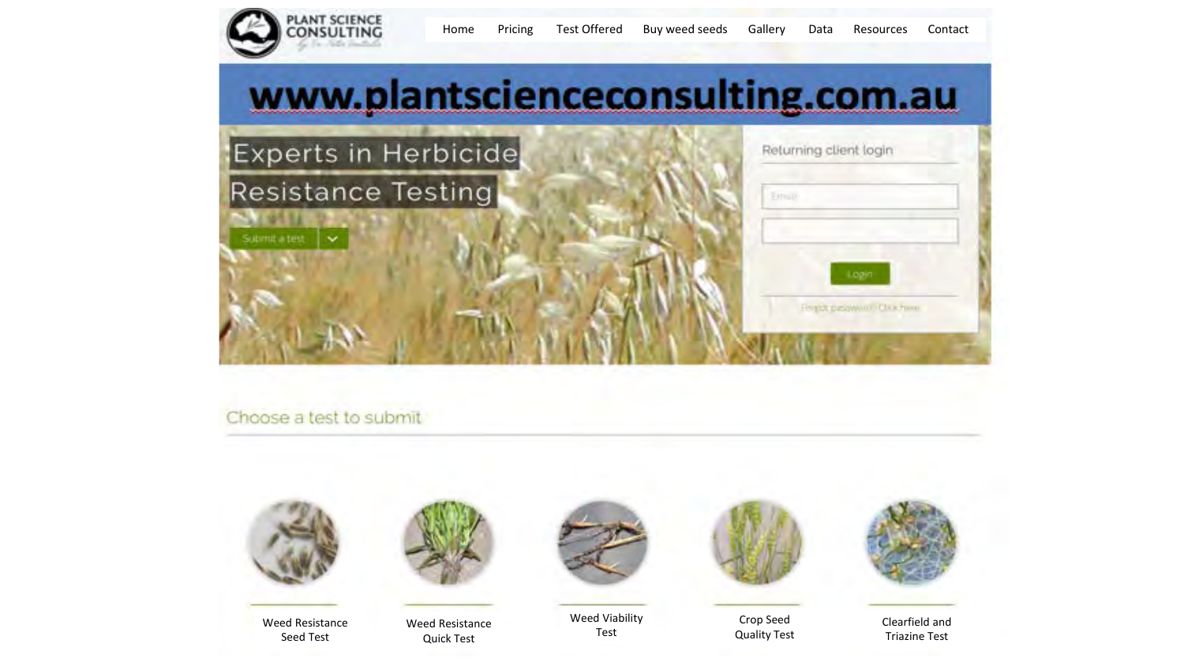PLANT SCIENCE CONSULTING

Home | Pricing | Test Offered | Buy weed seeds | Gallery | Data | Resources | Contact

# www.plantscienceconsulting.com.au

## Experts in Herbicide Resistance Testing

Submit a test

Returning client login

Email

Login

Forgot password? Click here

## Choose a test to submit

- Weed Resistance Seed Test
- Weed Resistance Quick Test
- Weed Viability Test
- Crop Seed Quality Test
- Clearfield and Triazine Test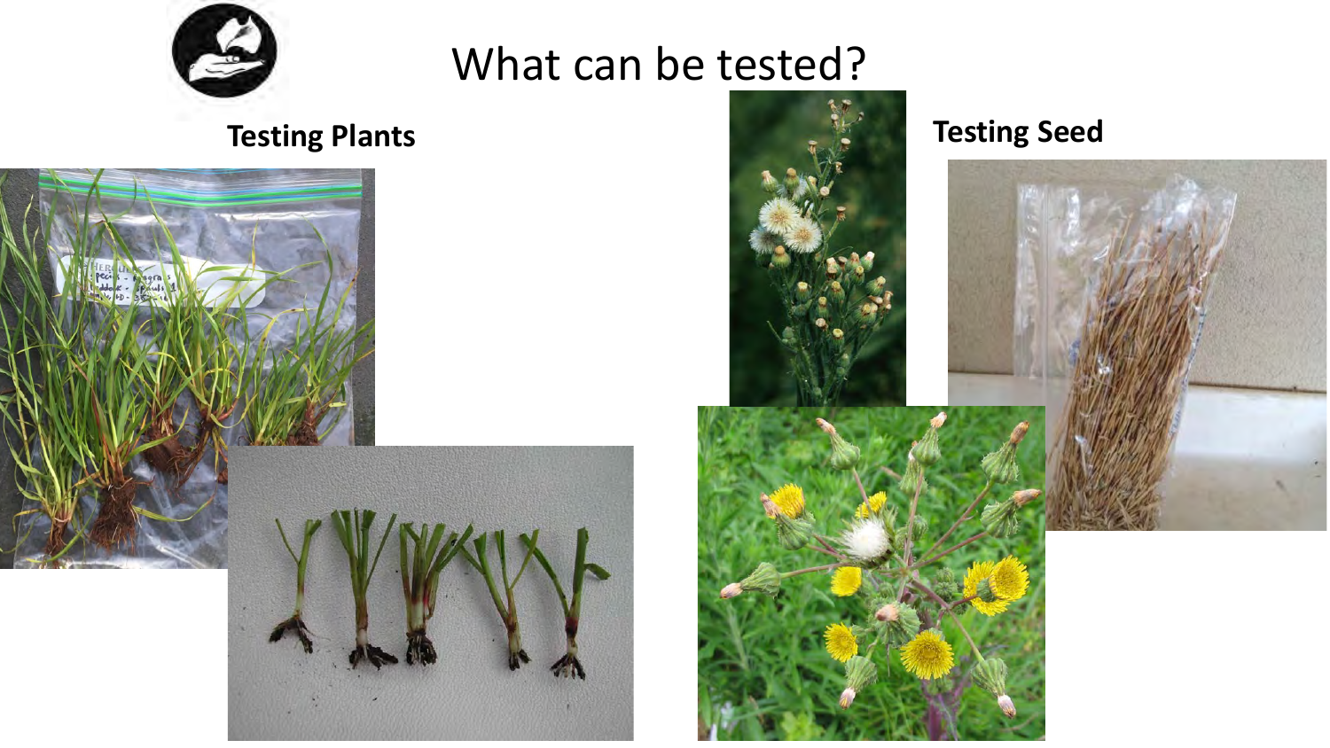# What can be tested?

**Testing Plants**

**Testing Seed**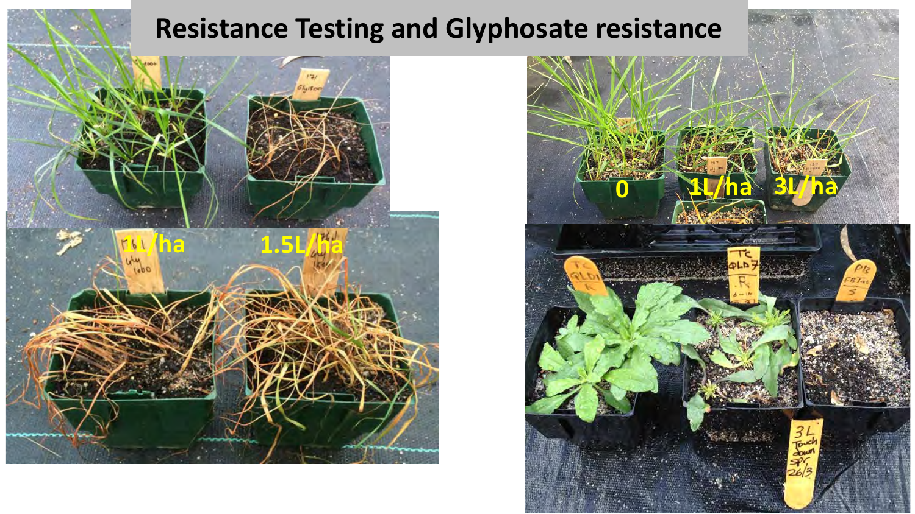# Resistance Testing and Glyphosate resistance

0

1L/ha

3L/ha

1L/ha

1.5L/ha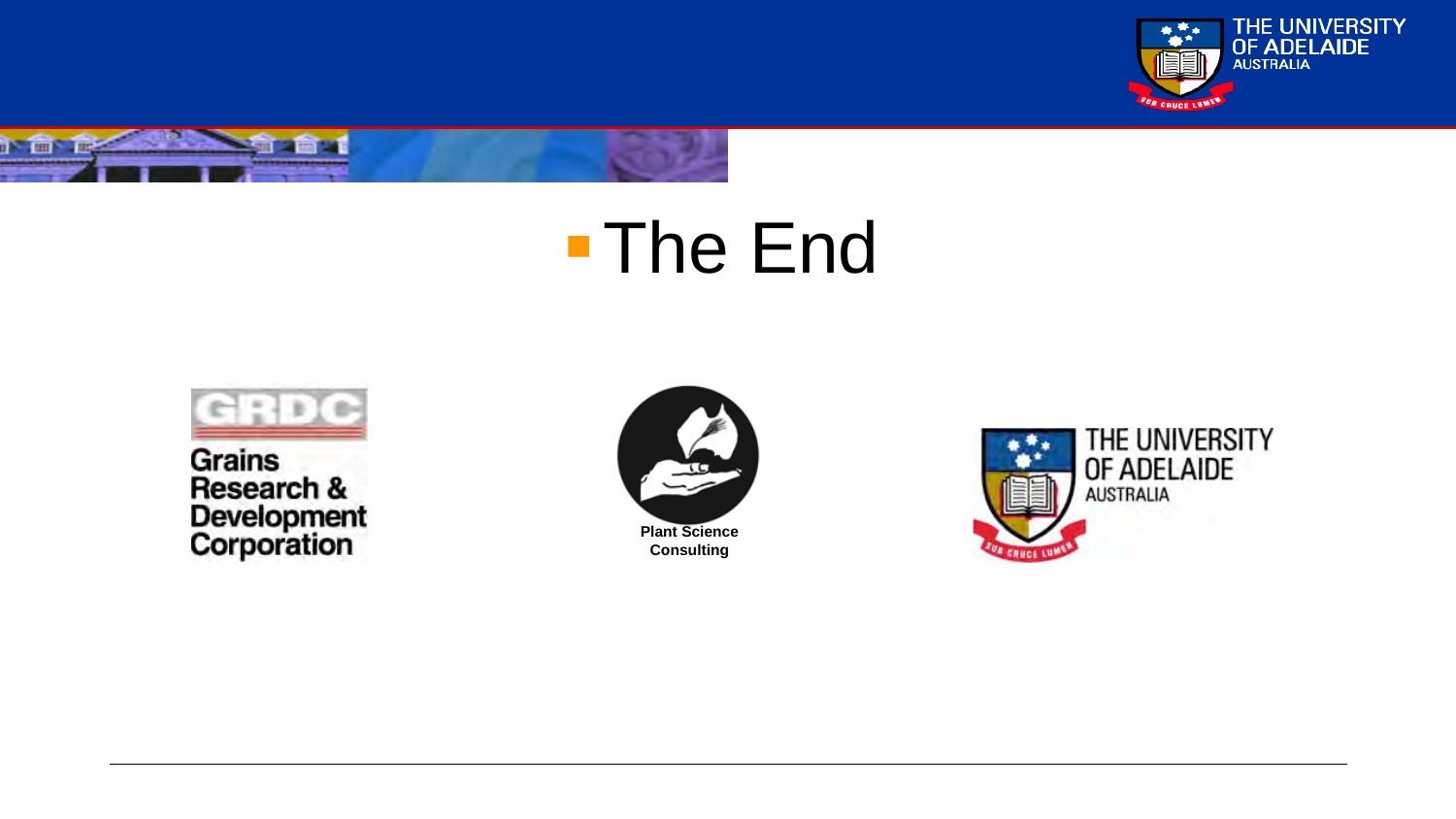# The End

Grains Research & Development Corporation

Plant Science Consulting

THE UNIVERSITY OF ADELAIDE AUSTRALIA